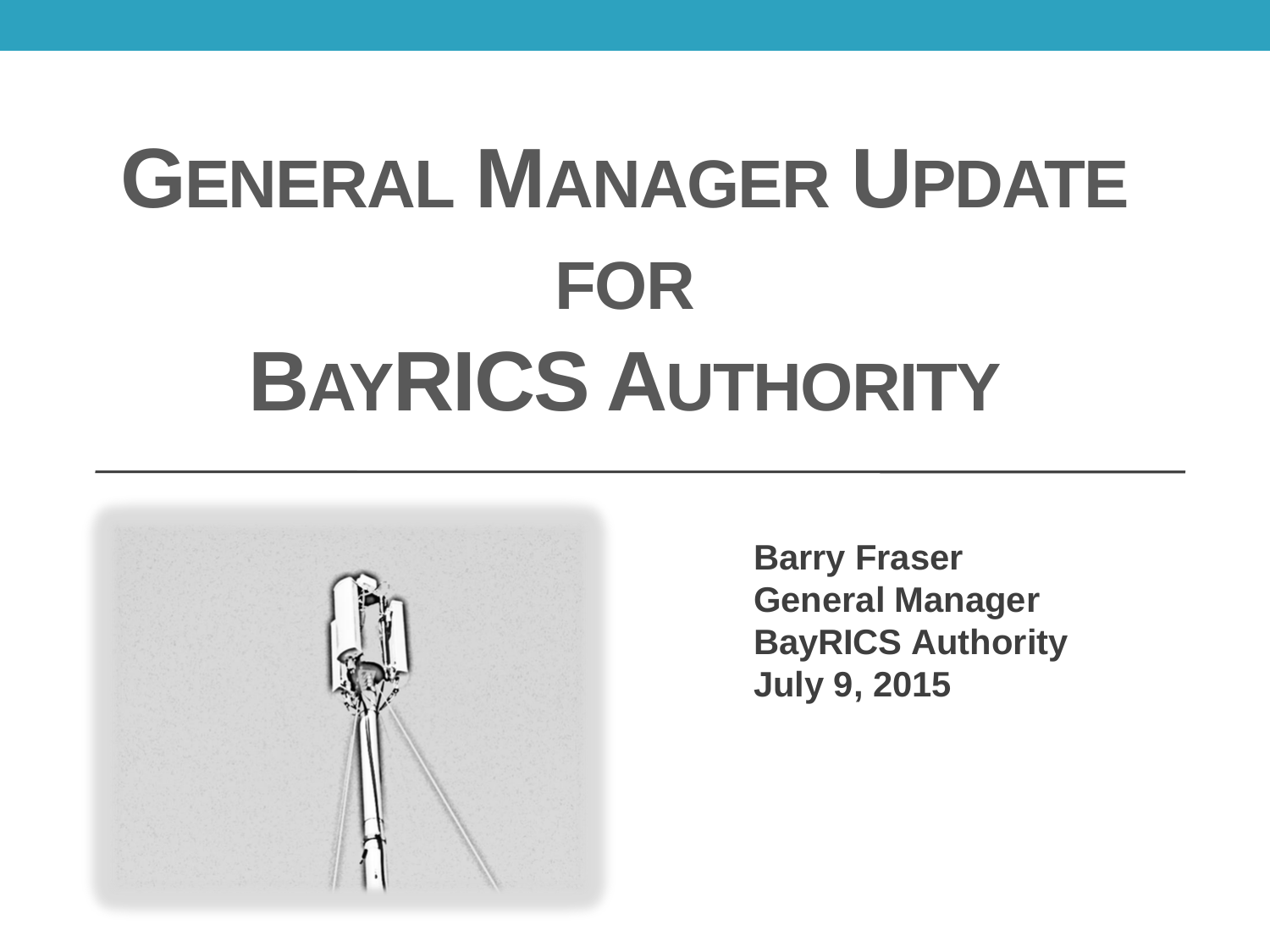# General Manager Update for BayRICS Authority

**Barry Fraser**
**General Manager**
**BayRICS Authority**
**July 9, 2015**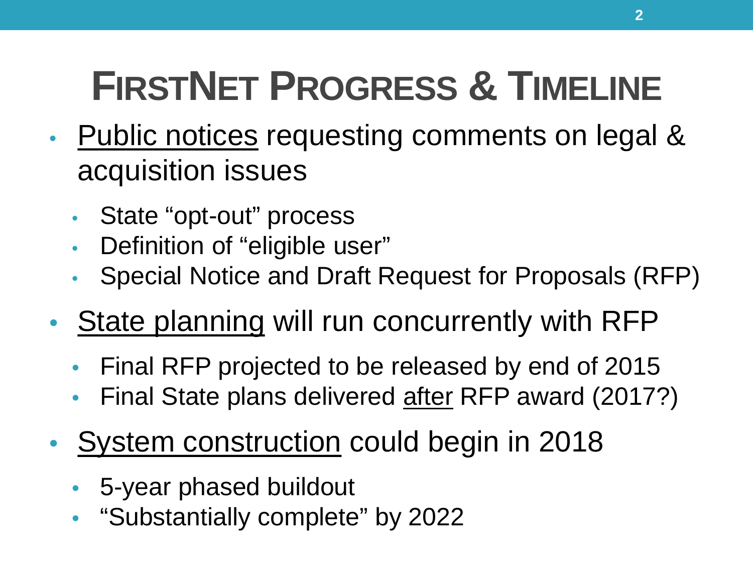# FirstNet Progress & Timeline

- Public notices requesting comments on legal & acquisition issues
  - State "opt-out" process
  - Definition of "eligible user"
  - Special Notice and Draft Request for Proposals (RFP)
- State planning will run concurrently with RFP
  - Final RFP projected to be released by end of 2015
  - Final State plans delivered after RFP award (2017?)
- System construction could begin in 2018
  - 5-year phased buildout
  - "Substantially complete" by 2022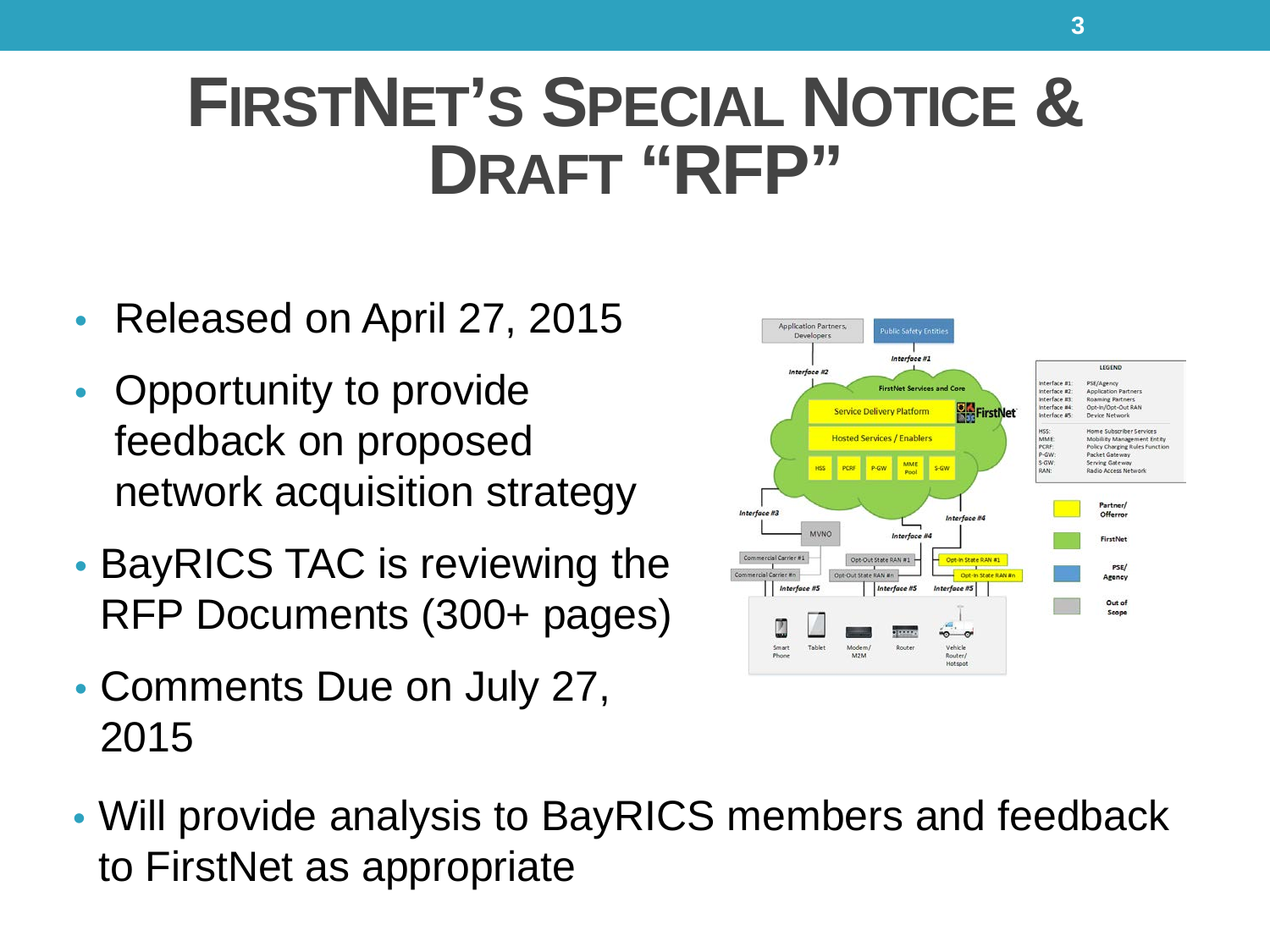# FirstNet's Special Notice & Draft "RFP"

- Released on April 27, 2015
- Opportunity to provide feedback on proposed network acquisition strategy
- BayRICS TAC is reviewing the RFP Documents (300+ pages)
- Comments Due on July 27, 2015
- Will provide analysis to BayRICS members and feedback to FirstNet as appropriate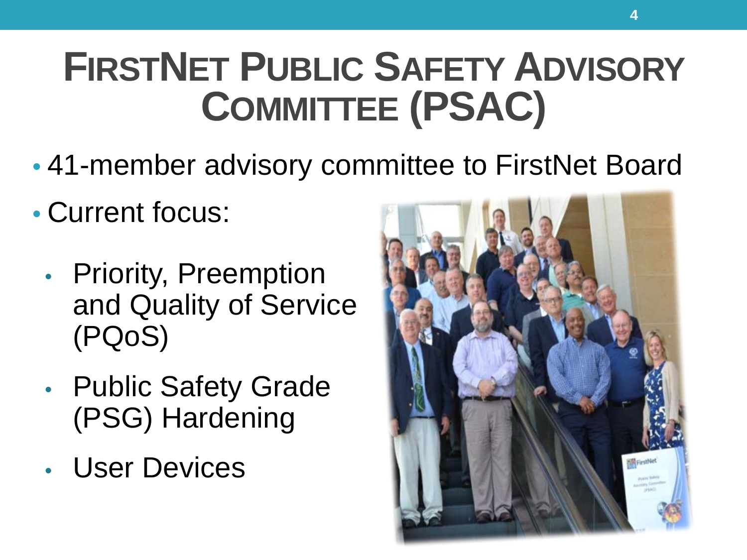# FirstNet Public Safety Advisory Committee (PSAC)

- 41-member advisory committee to FirstNet Board
- Current focus:
  - Priority, Preemption and Quality of Service (PQoS)
  - Public Safety Grade (PSG) Hardening
  - User Devices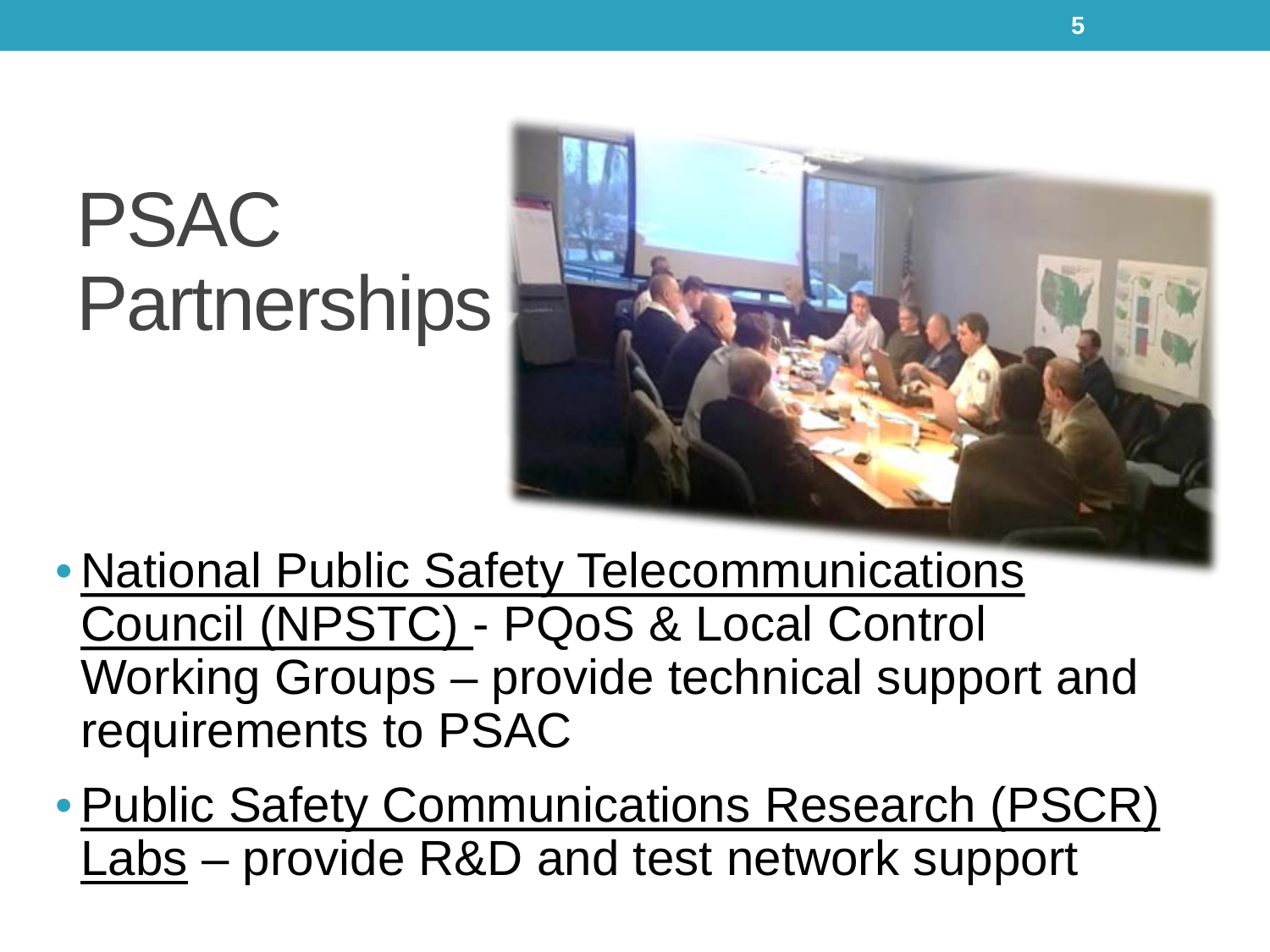# PSAC Partnerships

- <u>National Public Safety Telecommunications Council (NPSTC)</u> - PQoS & Local Control Working Groups – provide technical support and requirements to PSAC
- <u>Public Safety Communications Research (PSCR) Labs</u> – provide R&D and test network support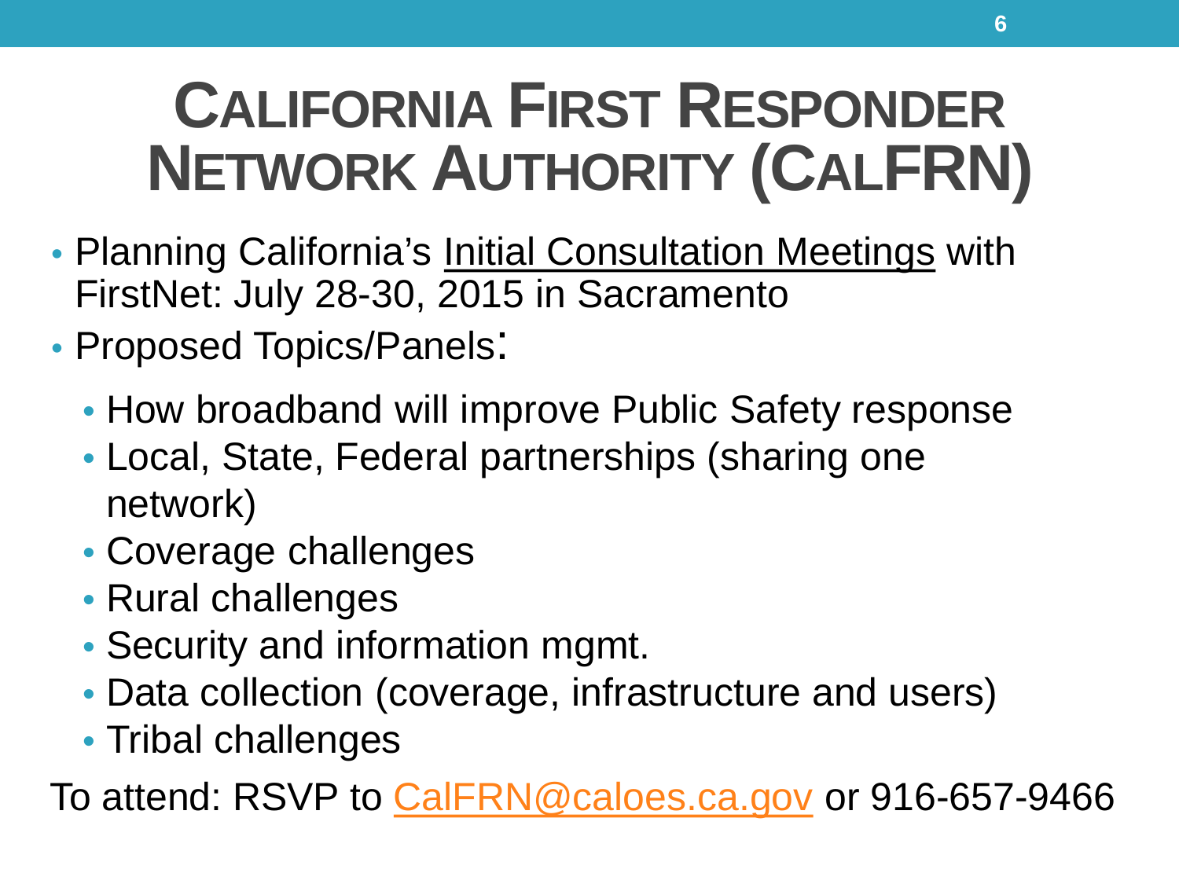# California First Responder Network Authority (CalFRN)

- Planning California's Initial Consultation Meetings with FirstNet: July 28-30, 2015 in Sacramento
- Proposed Topics/Panels:
  - How broadband will improve Public Safety response
  - Local, State, Federal partnerships (sharing one network)
  - Coverage challenges
  - Rural challenges
  - Security and information mgmt.
  - Data collection (coverage, infrastructure and users)
  - Tribal challenges

To attend: RSVP to CalFRN@caloes.ca.gov or 916-657-9466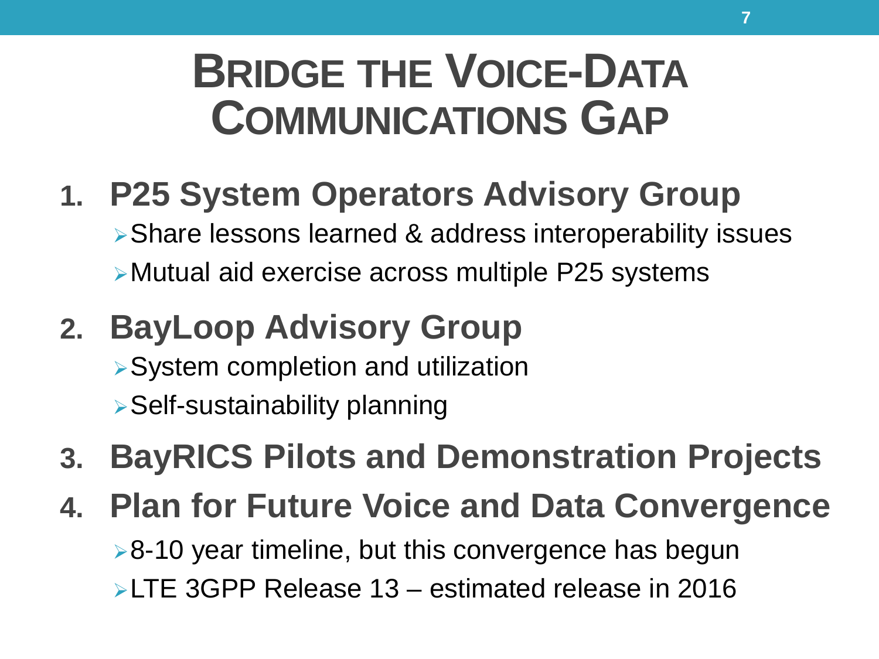# Bridge the Voice-Data Communications Gap

1. **P25 System Operators Advisory Group**
   - Share lessons learned & address interoperability issues
   - Mutual aid exercise across multiple P25 systems
2. **BayLoop Advisory Group**
   - System completion and utilization
   - Self-sustainability planning
3. **BayRICS Pilots and Demonstration Projects**
4. **Plan for Future Voice and Data Convergence**
   - 8-10 year timeline, but this convergence has begun
   - LTE 3GPP Release 13 – estimated release in 2016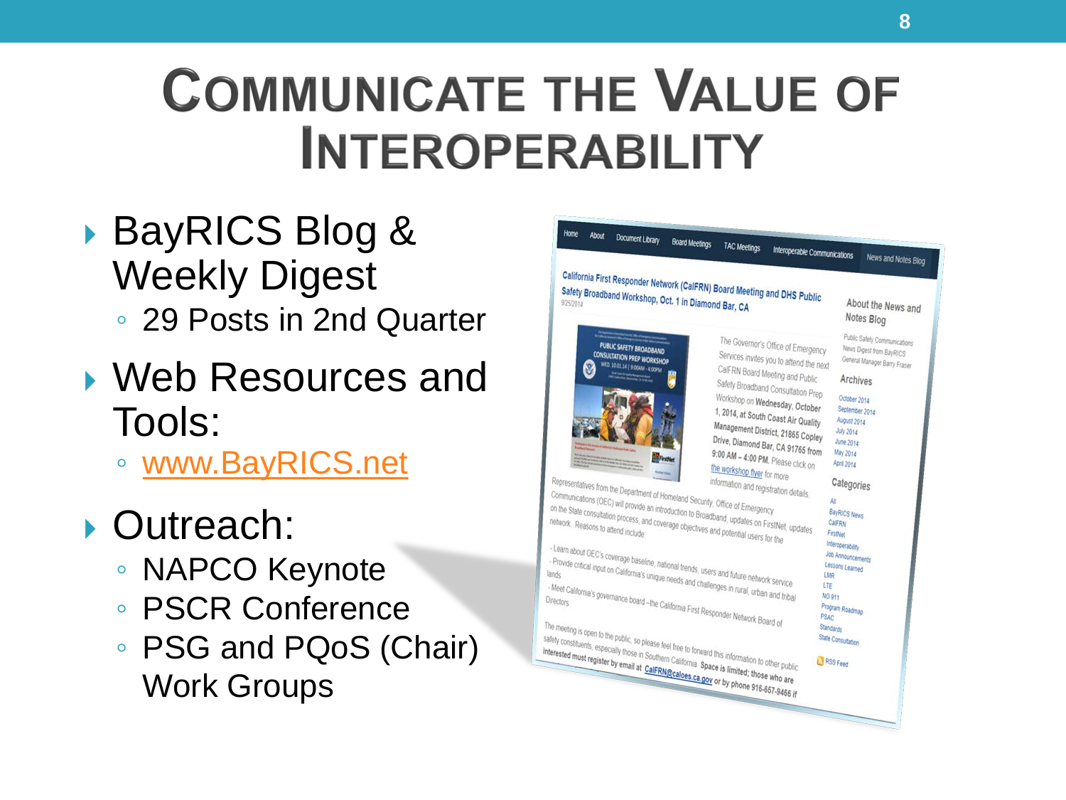# Communicate the Value of Interoperability

- BayRICS Blog & Weekly Digest
  - 29 Posts in 2nd Quarter
- Web Resources and Tools:
  - www.BayRICS.net
- Outreach:
  - NAPCO Keynote
  - PSCR Conference
  - PSG and PQoS (Chair) Work Groups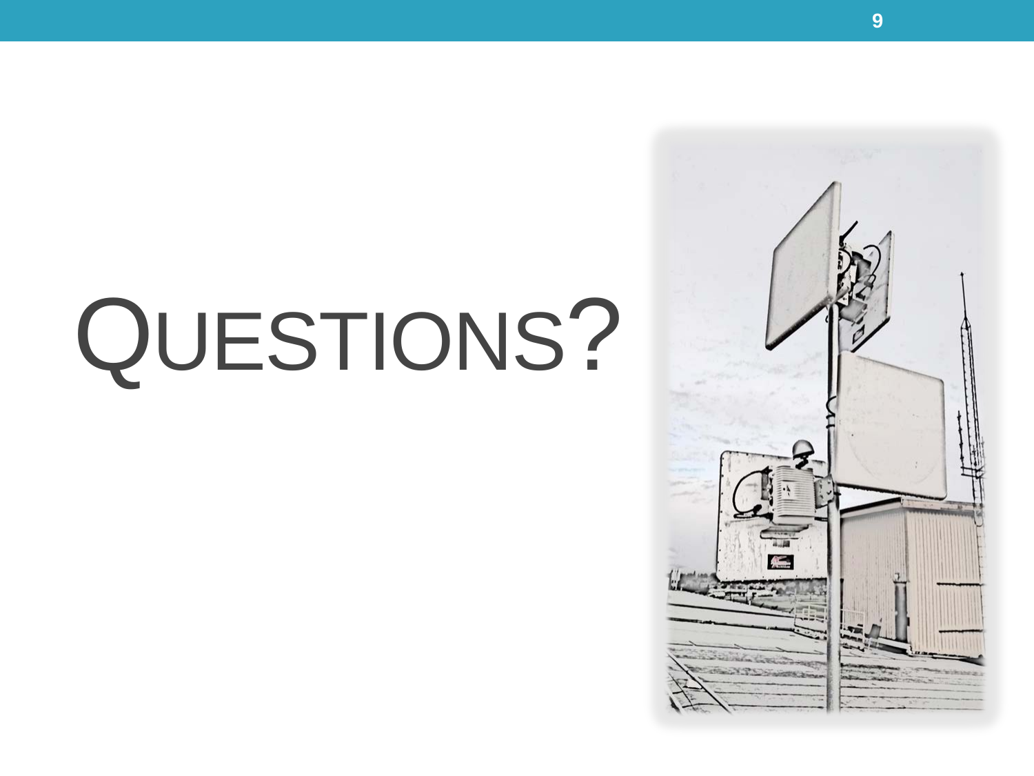# QUESTIONS?